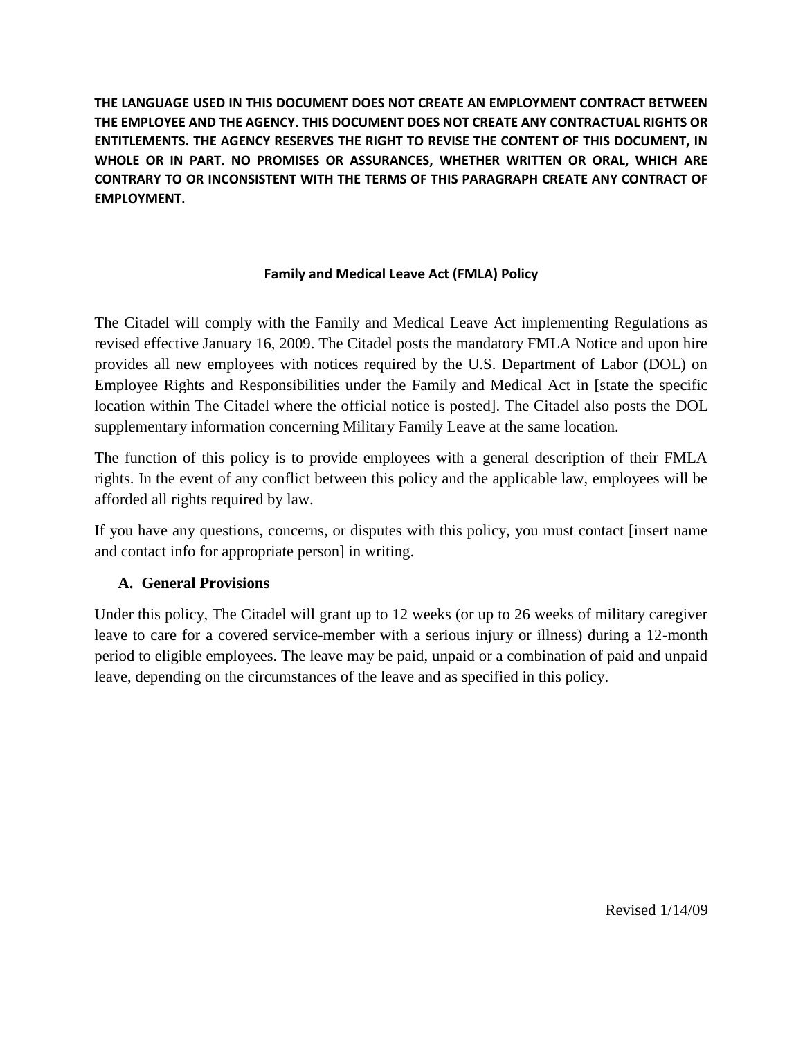**THE LANGUAGE USED IN THIS DOCUMENT DOES NOT CREATE AN EMPLOYMENT CONTRACT BETWEEN THE EMPLOYEE AND THE AGENCY. THIS DOCUMENT DOES NOT CREATE ANY CONTRACTUAL RIGHTS OR ENTITLEMENTS. THE AGENCY RESERVES THE RIGHT TO REVISE THE CONTENT OF THIS DOCUMENT, IN WHOLE OR IN PART. NO PROMISES OR ASSURANCES, WHETHER WRITTEN OR ORAL, WHICH ARE CONTRARY TO OR INCONSISTENT WITH THE TERMS OF THIS PARAGRAPH CREATE ANY CONTRACT OF EMPLOYMENT.**

# Family and Medical Leave Act (FMLA) Policy

The Citadel will comply with the Family and Medical Leave Act implementing Regulations as revised effective January 16, 2009. The Citadel posts the mandatory FMLA Notice and upon hire provides all new employees with notices required by the U.S. Department of Labor (DOL) on Employee Rights and Responsibilities under the Family and Medical Act in [state the specific location within The Citadel where the official notice is posted]. The Citadel also posts the DOL supplementary information concerning Military Family Leave at the same location.

The function of this policy is to provide employees with a general description of their FMLA rights. In the event of any conflict between this policy and the applicable law, employees will be afforded all rights required by law.

If you have any questions, concerns, or disputes with this policy, you must contact [insert name and contact info for appropriate person] in writing.

## A. General Provisions

Under this policy, The Citadel will grant up to 12 weeks (or up to 26 weeks of military caregiver leave to care for a covered service-member with a serious injury or illness) during a 12-month period to eligible employees. The leave may be paid, unpaid or a combination of paid and unpaid leave, depending on the circumstances of the leave and as specified in this policy.

Revised 1/14/09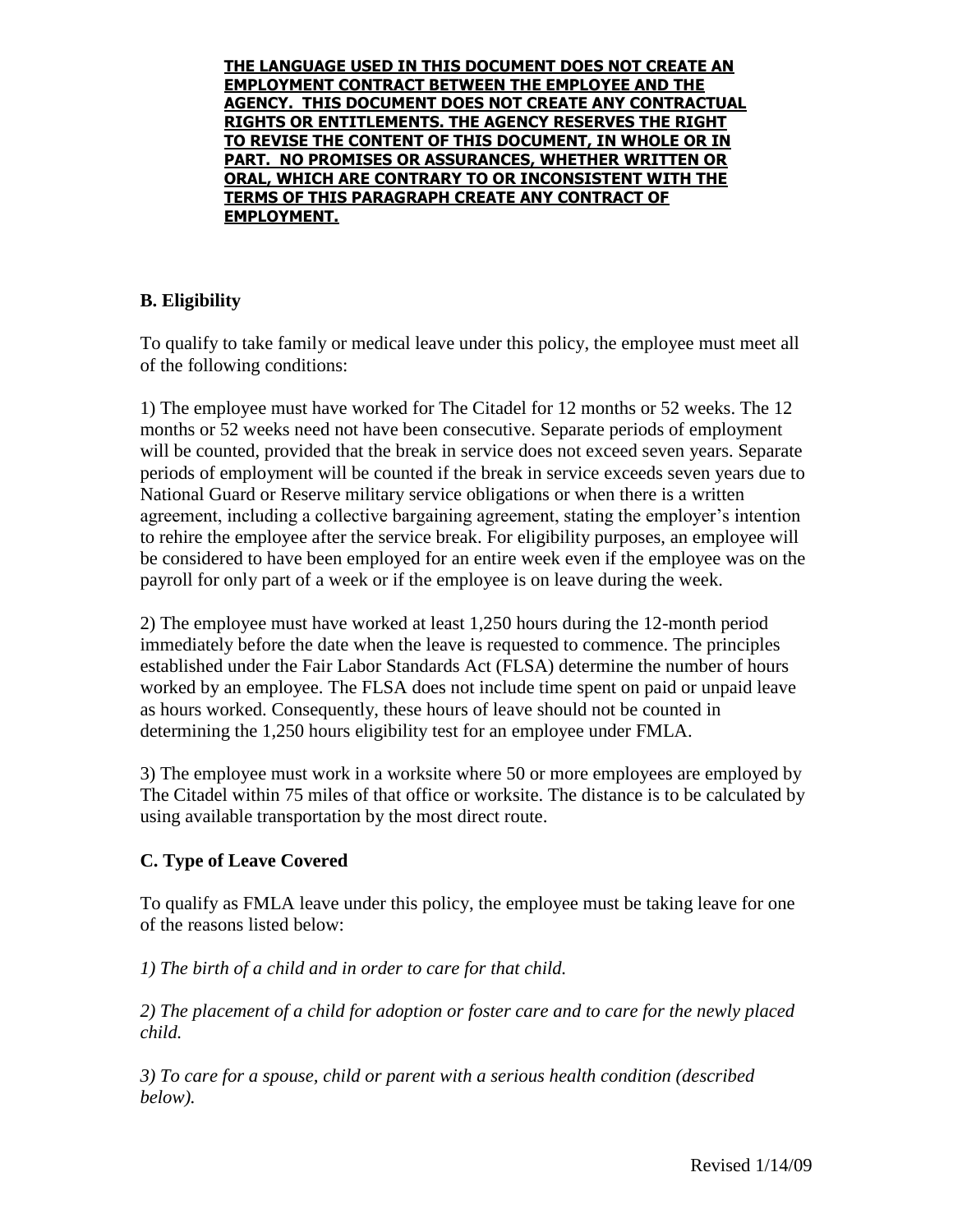**THE LANGUAGE USED IN THIS DOCUMENT DOES NOT CREATE AN EMPLOYMENT CONTRACT BETWEEN THE EMPLOYEE AND THE AGENCY. THIS DOCUMENT DOES NOT CREATE ANY CONTRACTUAL RIGHTS OR ENTITLEMENTS. THE AGENCY RESERVES THE RIGHT TO REVISE THE CONTENT OF THIS DOCUMENT, IN WHOLE OR IN PART. NO PROMISES OR ASSURANCES, WHETHER WRITTEN OR ORAL, WHICH ARE CONTRARY TO OR INCONSISTENT WITH THE TERMS OF THIS PARAGRAPH CREATE ANY CONTRACT OF EMPLOYMENT.**

### B. Eligibility

To qualify to take family or medical leave under this policy, the employee must meet all of the following conditions:

1) The employee must have worked for The Citadel for 12 months or 52 weeks. The 12 months or 52 weeks need not have been consecutive. Separate periods of employment will be counted, provided that the break in service does not exceed seven years. Separate periods of employment will be counted if the break in service exceeds seven years due to National Guard or Reserve military service obligations or when there is a written agreement, including a collective bargaining agreement, stating the employer's intention to rehire the employee after the service break. For eligibility purposes, an employee will be considered to have been employed for an entire week even if the employee was on the payroll for only part of a week or if the employee is on leave during the week.

2) The employee must have worked at least 1,250 hours during the 12-month period immediately before the date when the leave is requested to commence. The principles established under the Fair Labor Standards Act (FLSA) determine the number of hours worked by an employee. The FLSA does not include time spent on paid or unpaid leave as hours worked. Consequently, these hours of leave should not be counted in determining the 1,250 hours eligibility test for an employee under FMLA.

3) The employee must work in a worksite where 50 or more employees are employed by The Citadel within 75 miles of that office or worksite. The distance is to be calculated by using available transportation by the most direct route.

### C. Type of Leave Covered

To qualify as FMLA leave under this policy, the employee must be taking leave for one of the reasons listed below:

*1) The birth of a child and in order to care for that child.*

*2) The placement of a child for adoption or foster care and to care for the newly placed child.*

*3) To care for a spouse, child or parent with a serious health condition (described below).*

Revised 1/14/09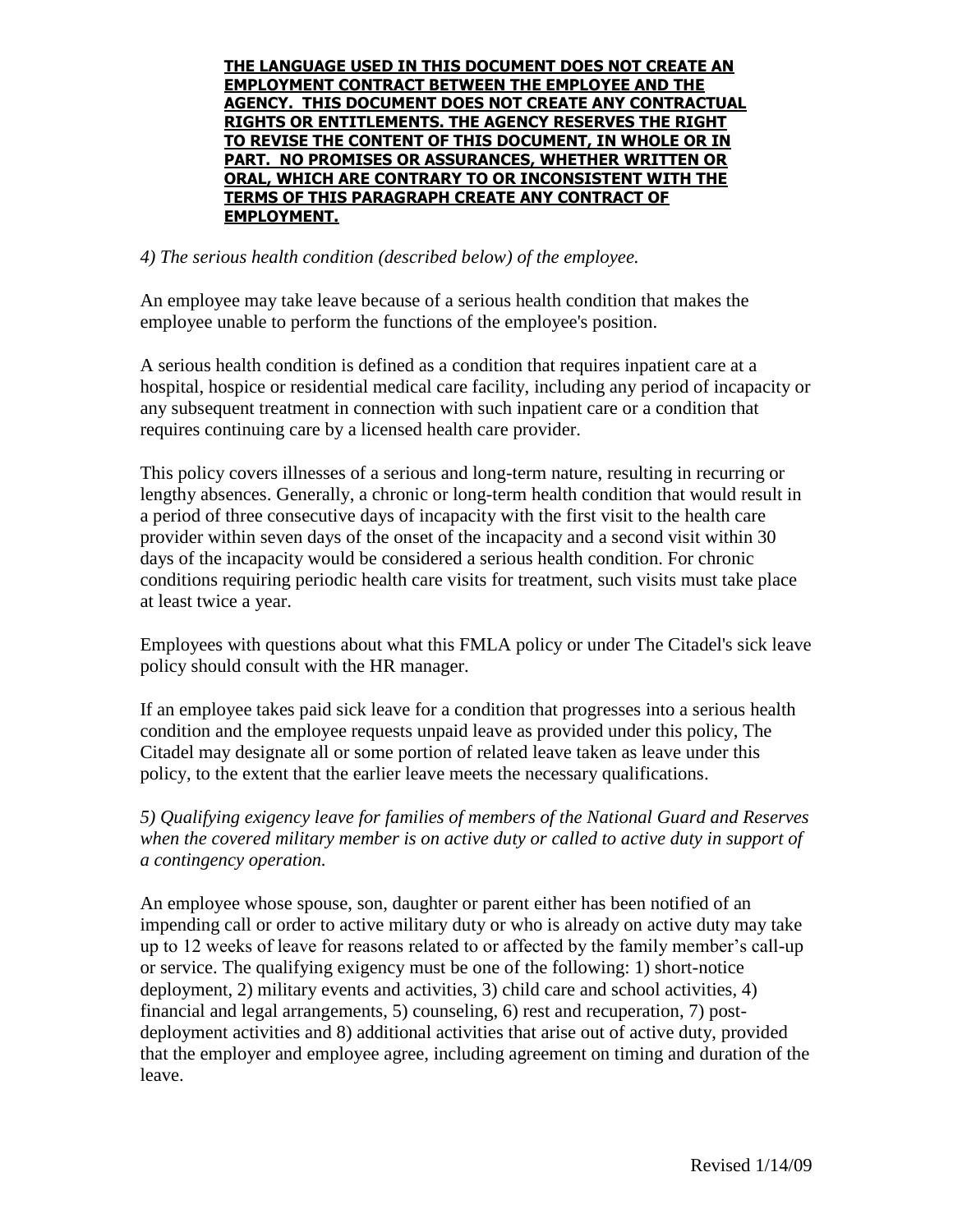**THE LANGUAGE USED IN THIS DOCUMENT DOES NOT CREATE AN EMPLOYMENT CONTRACT BETWEEN THE EMPLOYEE AND THE AGENCY. THIS DOCUMENT DOES NOT CREATE ANY CONTRACTUAL RIGHTS OR ENTITLEMENTS. THE AGENCY RESERVES THE RIGHT TO REVISE THE CONTENT OF THIS DOCUMENT, IN WHOLE OR IN PART. NO PROMISES OR ASSURANCES, WHETHER WRITTEN OR ORAL, WHICH ARE CONTRARY TO OR INCONSISTENT WITH THE TERMS OF THIS PARAGRAPH CREATE ANY CONTRACT OF EMPLOYMENT.**

*4) The serious health condition (described below) of the employee.*

An employee may take leave because of a serious health condition that makes the employee unable to perform the functions of the employee's position.

A serious health condition is defined as a condition that requires inpatient care at a hospital, hospice or residential medical care facility, including any period of incapacity or any subsequent treatment in connection with such inpatient care or a condition that requires continuing care by a licensed health care provider.

This policy covers illnesses of a serious and long-term nature, resulting in recurring or lengthy absences. Generally, a chronic or long-term health condition that would result in a period of three consecutive days of incapacity with the first visit to the health care provider within seven days of the onset of the incapacity and a second visit within 30 days of the incapacity would be considered a serious health condition. For chronic conditions requiring periodic health care visits for treatment, such visits must take place at least twice a year.

Employees with questions about what this FMLA policy or under The Citadel's sick leave policy should consult with the HR manager.

If an employee takes paid sick leave for a condition that progresses into a serious health condition and the employee requests unpaid leave as provided under this policy, The Citadel may designate all or some portion of related leave taken as leave under this policy, to the extent that the earlier leave meets the necessary qualifications.

*5) Qualifying exigency leave for families of members of the National Guard and Reserves when the covered military member is on active duty or called to active duty in support of a contingency operation.*

An employee whose spouse, son, daughter or parent either has been notified of an impending call or order to active military duty or who is already on active duty may take up to 12 weeks of leave for reasons related to or affected by the family member's call-up or service. The qualifying exigency must be one of the following: 1) short-notice deployment, 2) military events and activities, 3) child care and school activities, 4) financial and legal arrangements, 5) counseling, 6) rest and recuperation, 7) post-deployment activities and 8) additional activities that arise out of active duty, provided that the employer and employee agree, including agreement on timing and duration of the leave.

Revised 1/14/09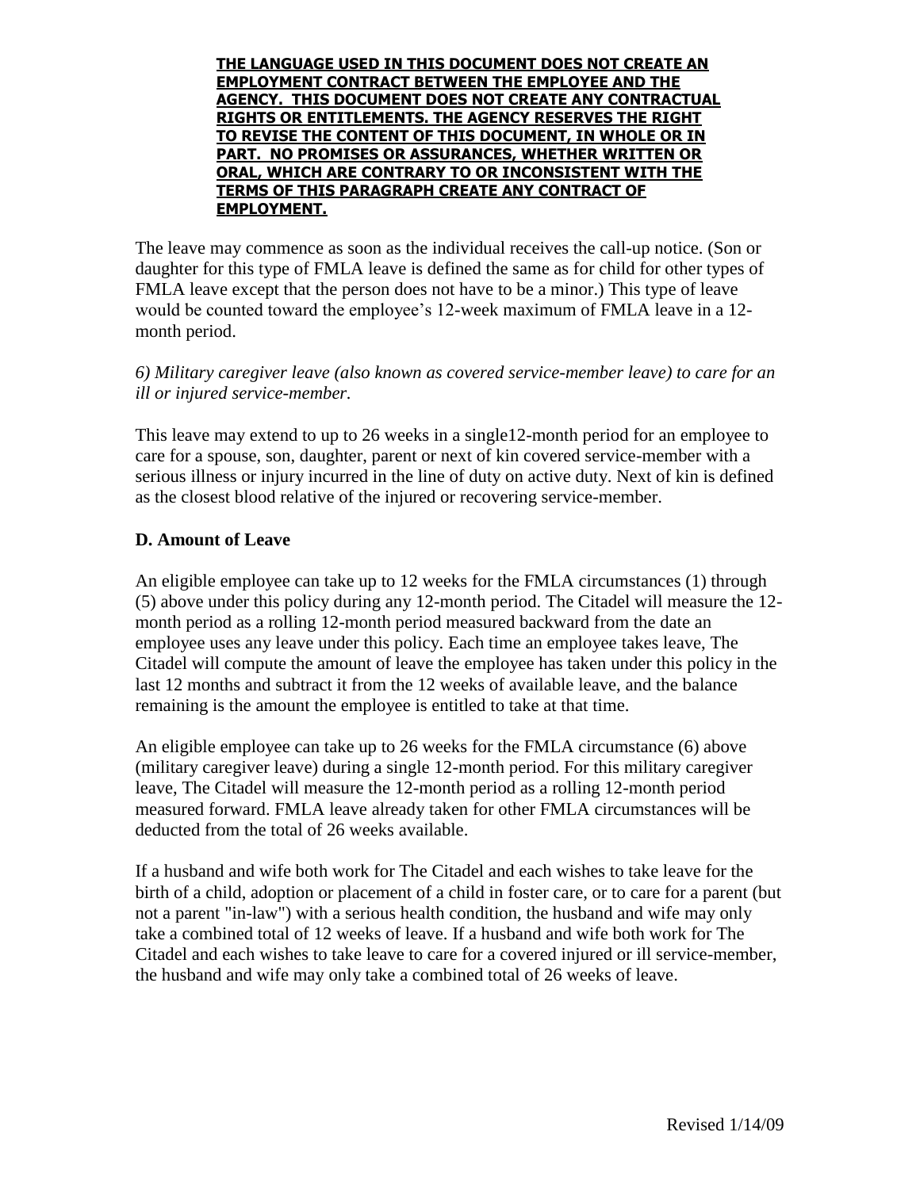**<u>THE LANGUAGE USED IN THIS DOCUMENT DOES NOT CREATE AN EMPLOYMENT CONTRACT BETWEEN THE EMPLOYEE AND THE AGENCY. THIS DOCUMENT DOES NOT CREATE ANY CONTRACTUAL RIGHTS OR ENTITLEMENTS. THE AGENCY RESERVES THE RIGHT TO REVISE THE CONTENT OF THIS DOCUMENT, IN WHOLE OR IN PART. NO PROMISES OR ASSURANCES, WHETHER WRITTEN OR ORAL, WHICH ARE CONTRARY TO OR INCONSISTENT WITH THE TERMS OF THIS PARAGRAPH CREATE ANY CONTRACT OF EMPLOYMENT.</u>**

The leave may commence as soon as the individual receives the call-up notice. (Son or daughter for this type of FMLA leave is defined the same as for child for other types of FMLA leave except that the person does not have to be a minor.) This type of leave would be counted toward the employee's 12-week maximum of FMLA leave in a 12-month period.

*6) Military caregiver leave (also known as covered service-member leave) to care for an ill or injured service-member.*

This leave may extend to up to 26 weeks in a single12-month period for an employee to care for a spouse, son, daughter, parent or next of kin covered service-member with a serious illness or injury incurred in the line of duty on active duty. Next of kin is defined as the closest blood relative of the injured or recovering service-member.

### D. Amount of Leave

An eligible employee can take up to 12 weeks for the FMLA circumstances (1) through (5) above under this policy during any 12-month period. The Citadel will measure the 12-month period as a rolling 12-month period measured backward from the date an employee uses any leave under this policy. Each time an employee takes leave, The Citadel will compute the amount of leave the employee has taken under this policy in the last 12 months and subtract it from the 12 weeks of available leave, and the balance remaining is the amount the employee is entitled to take at that time.

An eligible employee can take up to 26 weeks for the FMLA circumstance (6) above (military caregiver leave) during a single 12-month period. For this military caregiver leave, The Citadel will measure the 12-month period as a rolling 12-month period measured forward. FMLA leave already taken for other FMLA circumstances will be deducted from the total of 26 weeks available.

If a husband and wife both work for The Citadel and each wishes to take leave for the birth of a child, adoption or placement of a child in foster care, or to care for a parent (but not a parent "in-law") with a serious health condition, the husband and wife may only take a combined total of 12 weeks of leave. If a husband and wife both work for The Citadel and each wishes to take leave to care for a covered injured or ill service-member, the husband and wife may only take a combined total of 26 weeks of leave.

Revised 1/14/09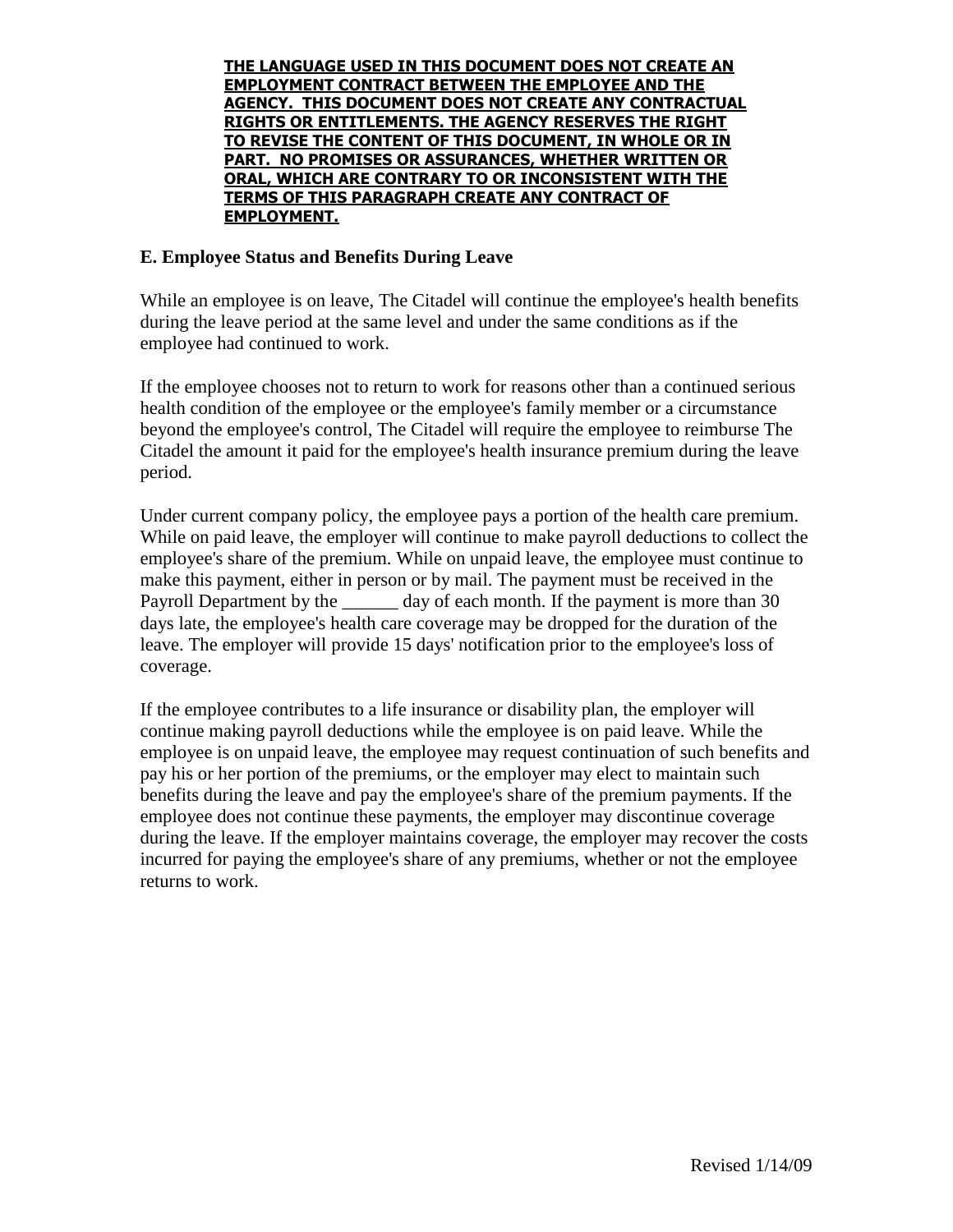**THE LANGUAGE USED IN THIS DOCUMENT DOES NOT CREATE AN EMPLOYMENT CONTRACT BETWEEN THE EMPLOYEE AND THE AGENCY. THIS DOCUMENT DOES NOT CREATE ANY CONTRACTUAL RIGHTS OR ENTITLEMENTS. THE AGENCY RESERVES THE RIGHT TO REVISE THE CONTENT OF THIS DOCUMENT, IN WHOLE OR IN PART. NO PROMISES OR ASSURANCES, WHETHER WRITTEN OR ORAL, WHICH ARE CONTRARY TO OR INCONSISTENT WITH THE TERMS OF THIS PARAGRAPH CREATE ANY CONTRACT OF EMPLOYMENT.**

**E. Employee Status and Benefits During Leave**

While an employee is on leave, The Citadel will continue the employee's health benefits during the leave period at the same level and under the same conditions as if the employee had continued to work.

If the employee chooses not to return to work for reasons other than a continued serious health condition of the employee or the employee's family member or a circumstance beyond the employee's control, The Citadel will require the employee to reimburse The Citadel the amount it paid for the employee's health insurance premium during the leave period.

Under current company policy, the employee pays a portion of the health care premium. While on paid leave, the employer will continue to make payroll deductions to collect the employee's share of the premium. While on unpaid leave, the employee must continue to make this payment, either in person or by mail. The payment must be received in the Payroll Department by the ______ day of each month. If the payment is more than 30 days late, the employee's health care coverage may be dropped for the duration of the leave. The employer will provide 15 days' notification prior to the employee's loss of coverage.

If the employee contributes to a life insurance or disability plan, the employer will continue making payroll deductions while the employee is on paid leave. While the employee is on unpaid leave, the employee may request continuation of such benefits and pay his or her portion of the premiums, or the employer may elect to maintain such benefits during the leave and pay the employee's share of the premium payments. If the employee does not continue these payments, the employer may discontinue coverage during the leave. If the employer maintains coverage, the employer may recover the costs incurred for paying the employee's share of any premiums, whether or not the employee returns to work.

Revised 1/14/09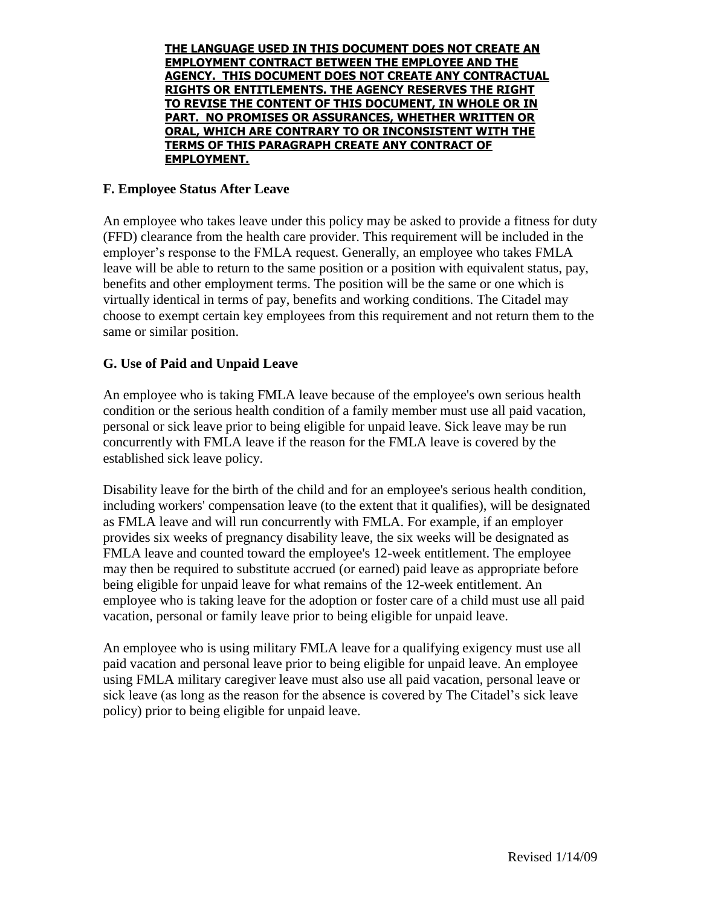**THE LANGUAGE USED IN THIS DOCUMENT DOES NOT CREATE AN EMPLOYMENT CONTRACT BETWEEN THE EMPLOYEE AND THE AGENCY. THIS DOCUMENT DOES NOT CREATE ANY CONTRACTUAL RIGHTS OR ENTITLEMENTS. THE AGENCY RESERVES THE RIGHT TO REVISE THE CONTENT OF THIS DOCUMENT, IN WHOLE OR IN PART. NO PROMISES OR ASSURANCES, WHETHER WRITTEN OR ORAL, WHICH ARE CONTRARY TO OR INCONSISTENT WITH THE TERMS OF THIS PARAGRAPH CREATE ANY CONTRACT OF EMPLOYMENT.**

### F. Employee Status After Leave

An employee who takes leave under this policy may be asked to provide a fitness for duty (FFD) clearance from the health care provider. This requirement will be included in the employer's response to the FMLA request. Generally, an employee who takes FMLA leave will be able to return to the same position or a position with equivalent status, pay, benefits and other employment terms. The position will be the same or one which is virtually identical in terms of pay, benefits and working conditions. The Citadel may choose to exempt certain key employees from this requirement and not return them to the same or similar position.

### G. Use of Paid and Unpaid Leave

An employee who is taking FMLA leave because of the employee's own serious health condition or the serious health condition of a family member must use all paid vacation, personal or sick leave prior to being eligible for unpaid leave. Sick leave may be run concurrently with FMLA leave if the reason for the FMLA leave is covered by the established sick leave policy.

Disability leave for the birth of the child and for an employee's serious health condition, including workers' compensation leave (to the extent that it qualifies), will be designated as FMLA leave and will run concurrently with FMLA. For example, if an employer provides six weeks of pregnancy disability leave, the six weeks will be designated as FMLA leave and counted toward the employee's 12-week entitlement. The employee may then be required to substitute accrued (or earned) paid leave as appropriate before being eligible for unpaid leave for what remains of the 12-week entitlement. An employee who is taking leave for the adoption or foster care of a child must use all paid vacation, personal or family leave prior to being eligible for unpaid leave.

An employee who is using military FMLA leave for a qualifying exigency must use all paid vacation and personal leave prior to being eligible for unpaid leave. An employee using FMLA military caregiver leave must also use all paid vacation, personal leave or sick leave (as long as the reason for the absence is covered by The Citadel's sick leave policy) prior to being eligible for unpaid leave.

Revised 1/14/09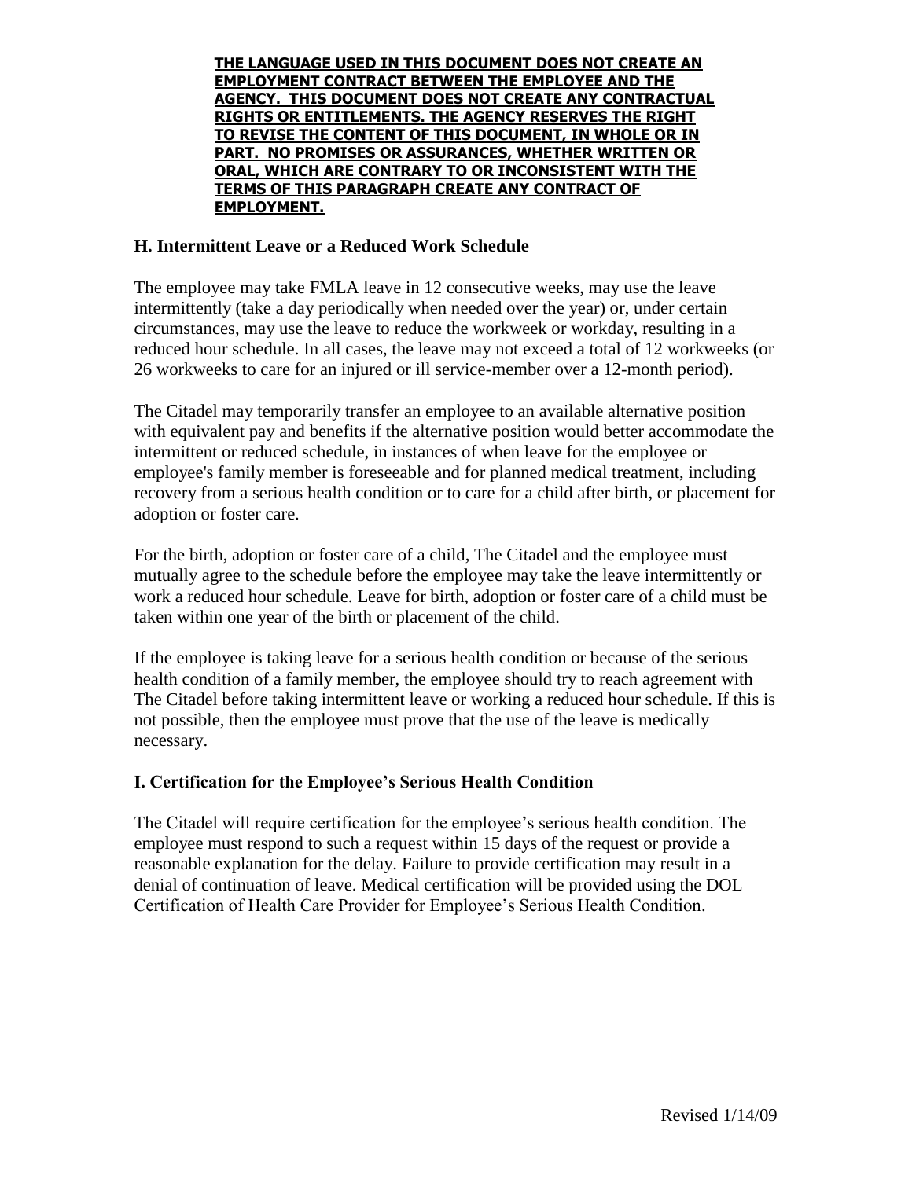**THE LANGUAGE USED IN THIS DOCUMENT DOES NOT CREATE AN EMPLOYMENT CONTRACT BETWEEN THE EMPLOYEE AND THE AGENCY. THIS DOCUMENT DOES NOT CREATE ANY CONTRACTUAL RIGHTS OR ENTITLEMENTS. THE AGENCY RESERVES THE RIGHT TO REVISE THE CONTENT OF THIS DOCUMENT, IN WHOLE OR IN PART. NO PROMISES OR ASSURANCES, WHETHER WRITTEN OR ORAL, WHICH ARE CONTRARY TO OR INCONSISTENT WITH THE TERMS OF THIS PARAGRAPH CREATE ANY CONTRACT OF EMPLOYMENT.**

## H. Intermittent Leave or a Reduced Work Schedule

The employee may take FMLA leave in 12 consecutive weeks, may use the leave intermittently (take a day periodically when needed over the year) or, under certain circumstances, may use the leave to reduce the workweek or workday, resulting in a reduced hour schedule. In all cases, the leave may not exceed a total of 12 workweeks (or 26 workweeks to care for an injured or ill service-member over a 12-month period).

The Citadel may temporarily transfer an employee to an available alternative position with equivalent pay and benefits if the alternative position would better accommodate the intermittent or reduced schedule, in instances of when leave for the employee or employee's family member is foreseeable and for planned medical treatment, including recovery from a serious health condition or to care for a child after birth, or placement for adoption or foster care.

For the birth, adoption or foster care of a child, The Citadel and the employee must mutually agree to the schedule before the employee may take the leave intermittently or work a reduced hour schedule. Leave for birth, adoption or foster care of a child must be taken within one year of the birth or placement of the child.

If the employee is taking leave for a serious health condition or because of the serious health condition of a family member, the employee should try to reach agreement with The Citadel before taking intermittent leave or working a reduced hour schedule. If this is not possible, then the employee must prove that the use of the leave is medically necessary.

## I. Certification for the Employee's Serious Health Condition

The Citadel will require certification for the employee's serious health condition. The employee must respond to such a request within 15 days of the request or provide a reasonable explanation for the delay. Failure to provide certification may result in a denial of continuation of leave. Medical certification will be provided using the DOL Certification of Health Care Provider for Employee's Serious Health Condition.

Revised 1/14/09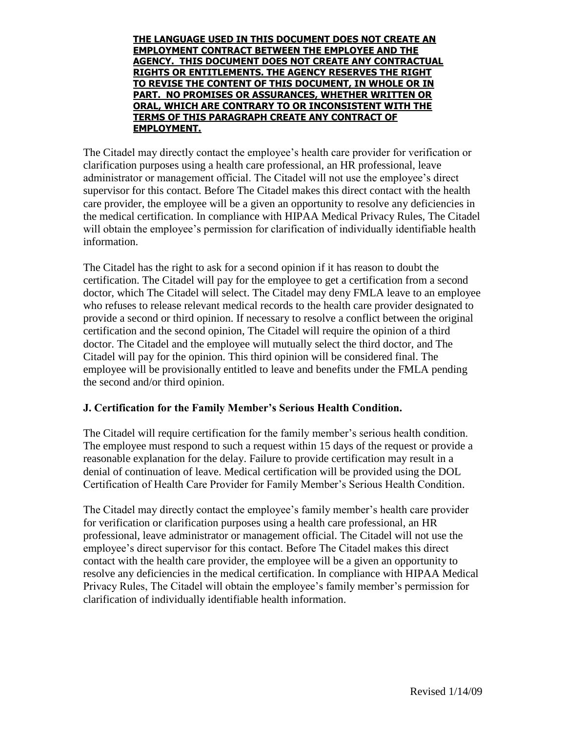**THE LANGUAGE USED IN THIS DOCUMENT DOES NOT CREATE AN EMPLOYMENT CONTRACT BETWEEN THE EMPLOYEE AND THE AGENCY. THIS DOCUMENT DOES NOT CREATE ANY CONTRACTUAL RIGHTS OR ENTITLEMENTS. THE AGENCY RESERVES THE RIGHT TO REVISE THE CONTENT OF THIS DOCUMENT, IN WHOLE OR IN PART. NO PROMISES OR ASSURANCES, WHETHER WRITTEN OR ORAL, WHICH ARE CONTRARY TO OR INCONSISTENT WITH THE TERMS OF THIS PARAGRAPH CREATE ANY CONTRACT OF EMPLOYMENT.**

The Citadel may directly contact the employee's health care provider for verification or clarification purposes using a health care professional, an HR professional, leave administrator or management official. The Citadel will not use the employee's direct supervisor for this contact. Before The Citadel makes this direct contact with the health care provider, the employee will be a given an opportunity to resolve any deficiencies in the medical certification. In compliance with HIPAA Medical Privacy Rules, The Citadel will obtain the employee's permission for clarification of individually identifiable health information.

The Citadel has the right to ask for a second opinion if it has reason to doubt the certification. The Citadel will pay for the employee to get a certification from a second doctor, which The Citadel will select. The Citadel may deny FMLA leave to an employee who refuses to release relevant medical records to the health care provider designated to provide a second or third opinion. If necessary to resolve a conflict between the original certification and the second opinion, The Citadel will require the opinion of a third doctor. The Citadel and the employee will mutually select the third doctor, and The Citadel will pay for the opinion. This third opinion will be considered final. The employee will be provisionally entitled to leave and benefits under the FMLA pending the second and/or third opinion.

### J. Certification for the Family Member's Serious Health Condition.

The Citadel will require certification for the family member's serious health condition. The employee must respond to such a request within 15 days of the request or provide a reasonable explanation for the delay. Failure to provide certification may result in a denial of continuation of leave. Medical certification will be provided using the DOL Certification of Health Care Provider for Family Member's Serious Health Condition.

The Citadel may directly contact the employee's family member's health care provider for verification or clarification purposes using a health care professional, an HR professional, leave administrator or management official. The Citadel will not use the employee's direct supervisor for this contact. Before The Citadel makes this direct contact with the health care provider, the employee will be a given an opportunity to resolve any deficiencies in the medical certification. In compliance with HIPAA Medical Privacy Rules, The Citadel will obtain the employee's family member's permission for clarification of individually identifiable health information.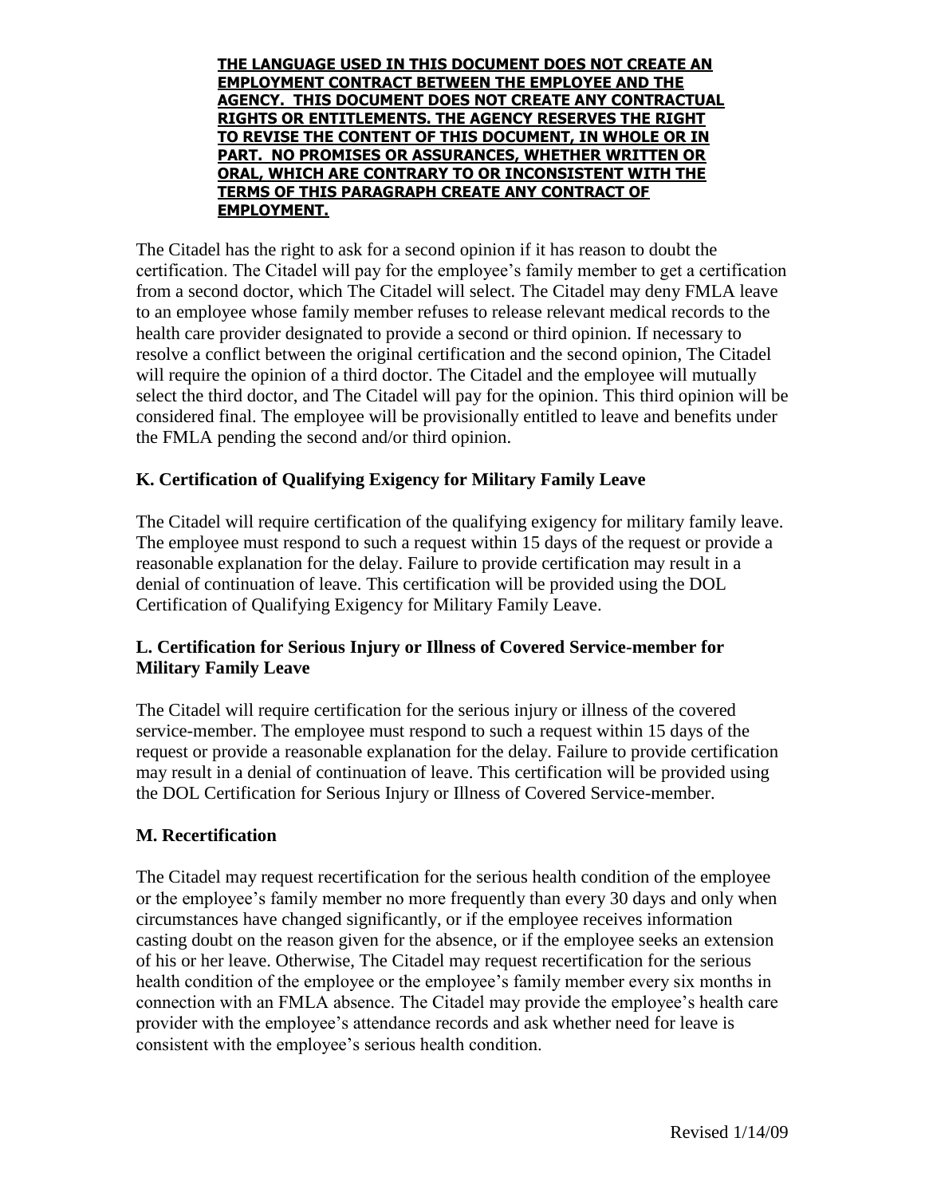**THE LANGUAGE USED IN THIS DOCUMENT DOES NOT CREATE AN EMPLOYMENT CONTRACT BETWEEN THE EMPLOYEE AND THE AGENCY. THIS DOCUMENT DOES NOT CREATE ANY CONTRACTUAL RIGHTS OR ENTITLEMENTS. THE AGENCY RESERVES THE RIGHT TO REVISE THE CONTENT OF THIS DOCUMENT, IN WHOLE OR IN PART. NO PROMISES OR ASSURANCES, WHETHER WRITTEN OR ORAL, WHICH ARE CONTRARY TO OR INCONSISTENT WITH THE TERMS OF THIS PARAGRAPH CREATE ANY CONTRACT OF EMPLOYMENT.**

The Citadel has the right to ask for a second opinion if it has reason to doubt the certification. The Citadel will pay for the employee's family member to get a certification from a second doctor, which The Citadel will select. The Citadel may deny FMLA leave to an employee whose family member refuses to release relevant medical records to the health care provider designated to provide a second or third opinion. If necessary to resolve a conflict between the original certification and the second opinion, The Citadel will require the opinion of a third doctor. The Citadel and the employee will mutually select the third doctor, and The Citadel will pay for the opinion. This third opinion will be considered final. The employee will be provisionally entitled to leave and benefits under the FMLA pending the second and/or third opinion.

### K. Certification of Qualifying Exigency for Military Family Leave

The Citadel will require certification of the qualifying exigency for military family leave. The employee must respond to such a request within 15 days of the request or provide a reasonable explanation for the delay. Failure to provide certification may result in a denial of continuation of leave. This certification will be provided using the DOL Certification of Qualifying Exigency for Military Family Leave.

### L. Certification for Serious Injury or Illness of Covered Service-member for Military Family Leave

The Citadel will require certification for the serious injury or illness of the covered service-member. The employee must respond to such a request within 15 days of the request or provide a reasonable explanation for the delay. Failure to provide certification may result in a denial of continuation of leave. This certification will be provided using the DOL Certification for Serious Injury or Illness of Covered Service-member.

### M. Recertification

The Citadel may request recertification for the serious health condition of the employee or the employee's family member no more frequently than every 30 days and only when circumstances have changed significantly, or if the employee receives information casting doubt on the reason given for the absence, or if the employee seeks an extension of his or her leave. Otherwise, The Citadel may request recertification for the serious health condition of the employee or the employee's family member every six months in connection with an FMLA absence. The Citadel may provide the employee's health care provider with the employee's attendance records and ask whether need for leave is consistent with the employee's serious health condition.

Revised 1/14/09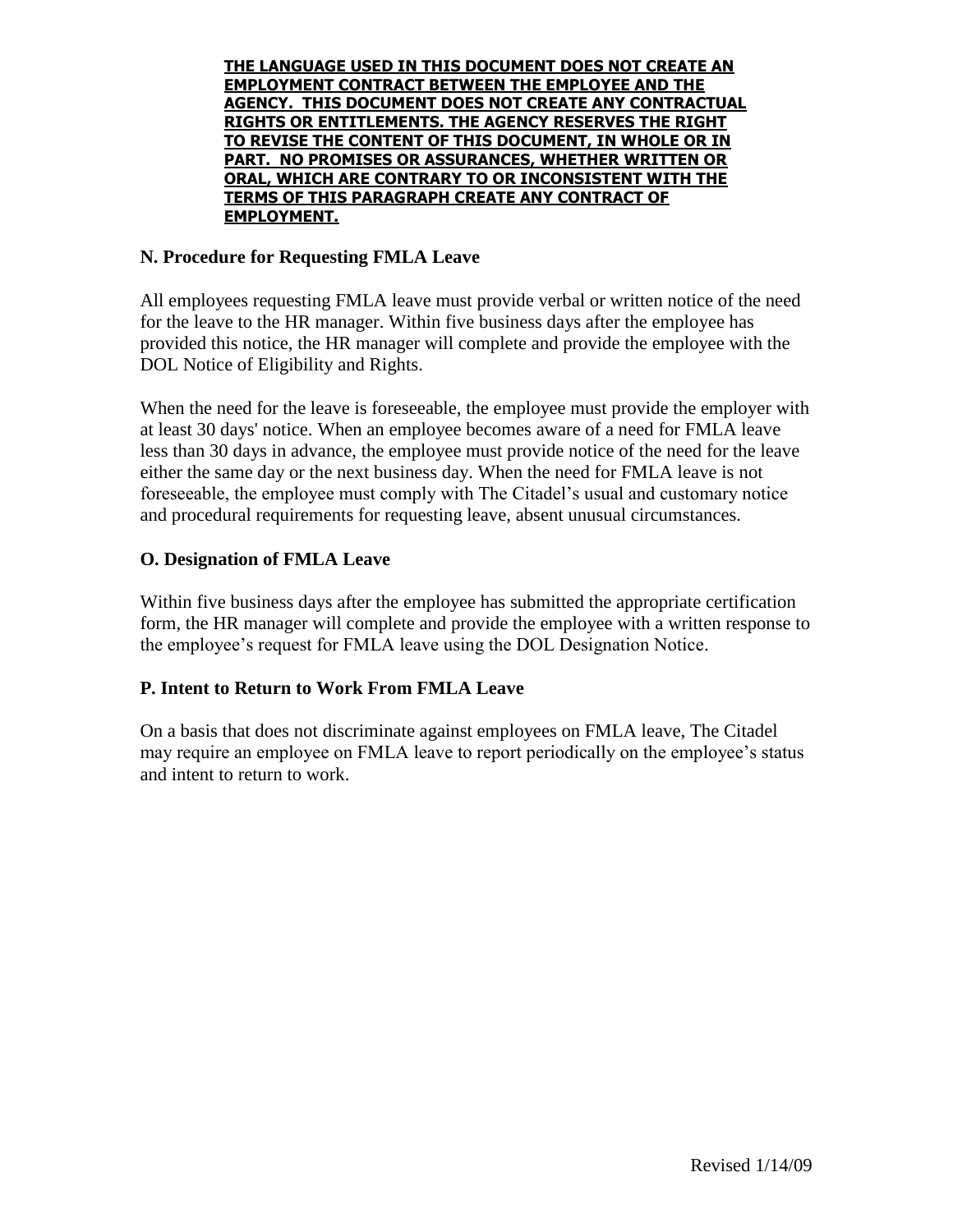**THE LANGUAGE USED IN THIS DOCUMENT DOES NOT CREATE AN EMPLOYMENT CONTRACT BETWEEN THE EMPLOYEE AND THE AGENCY. THIS DOCUMENT DOES NOT CREATE ANY CONTRACTUAL RIGHTS OR ENTITLEMENTS. THE AGENCY RESERVES THE RIGHT TO REVISE THE CONTENT OF THIS DOCUMENT, IN WHOLE OR IN PART. NO PROMISES OR ASSURANCES, WHETHER WRITTEN OR ORAL, WHICH ARE CONTRARY TO OR INCONSISTENT WITH THE TERMS OF THIS PARAGRAPH CREATE ANY CONTRACT OF EMPLOYMENT.**

### N. Procedure for Requesting FMLA Leave

All employees requesting FMLA leave must provide verbal or written notice of the need for the leave to the HR manager. Within five business days after the employee has provided this notice, the HR manager will complete and provide the employee with the DOL Notice of Eligibility and Rights.

When the need for the leave is foreseeable, the employee must provide the employer with at least 30 days' notice. When an employee becomes aware of a need for FMLA leave less than 30 days in advance, the employee must provide notice of the need for the leave either the same day or the next business day. When the need for FMLA leave is not foreseeable, the employee must comply with The Citadel's usual and customary notice and procedural requirements for requesting leave, absent unusual circumstances.

### O. Designation of FMLA Leave

Within five business days after the employee has submitted the appropriate certification form, the HR manager will complete and provide the employee with a written response to the employee's request for FMLA leave using the DOL Designation Notice.

### P. Intent to Return to Work From FMLA Leave

On a basis that does not discriminate against employees on FMLA leave, The Citadel may require an employee on FMLA leave to report periodically on the employee's status and intent to return to work.

Revised 1/14/09